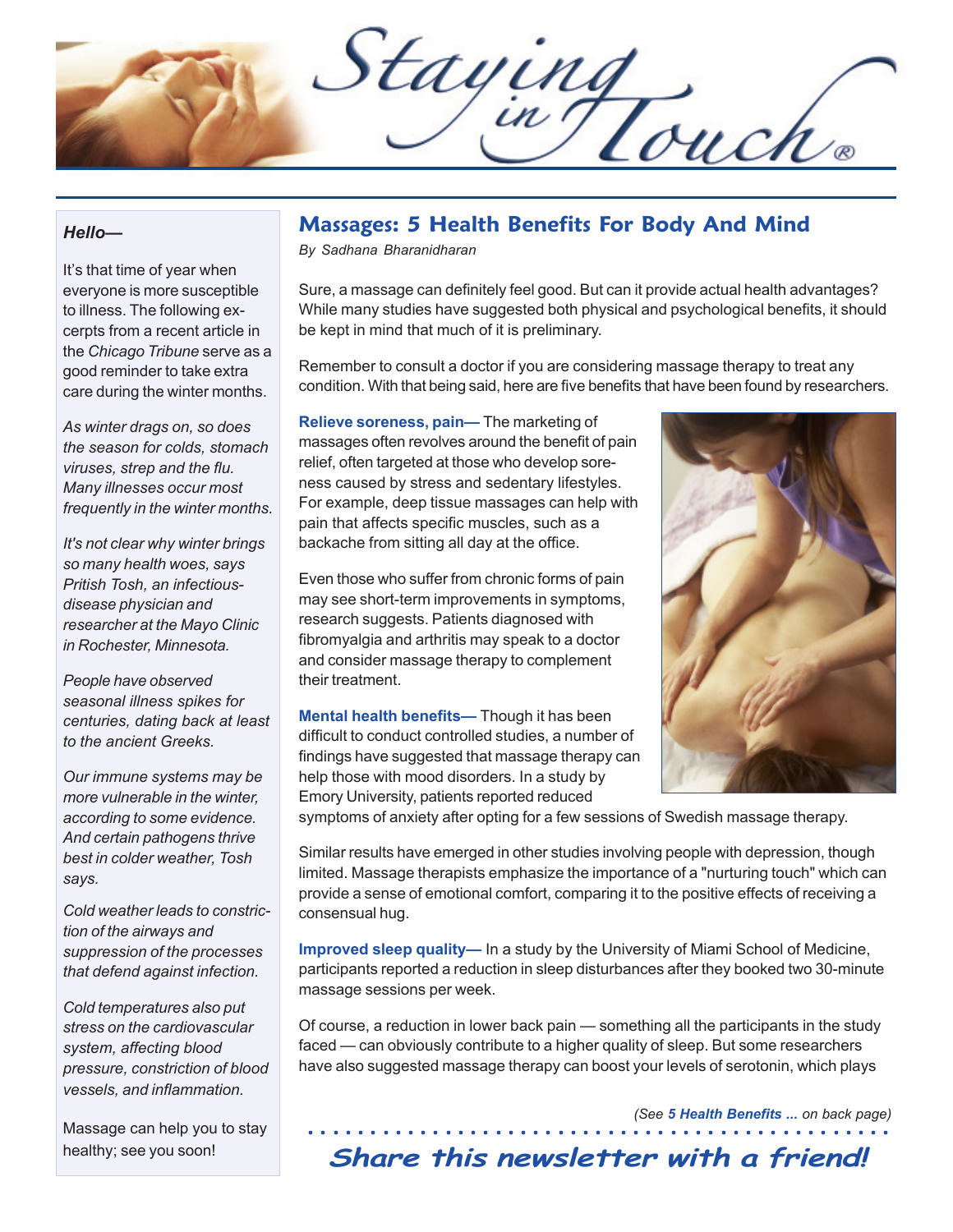# Staying in Touch®

*Hello—*

It's that time of year when everyone is more susceptible to illness. The following excerpts from a recent article in the *Chicago Tribune* serve as a good reminder to take extra care during the winter months.

*As winter drags on, so does the season for colds, stomach viruses, strep and the flu. Many illnesses occur most frequently in the winter months.*

*It's not clear why winter brings so many health woes, says Pritish Tosh, an infectious-disease physician and researcher at the Mayo Clinic in Rochester, Minnesota.*

*People have observed seasonal illness spikes for centuries, dating back at least to the ancient Greeks.*

*Our immune systems may be more vulnerable in the winter, according to some evidence. And certain pathogens thrive best in colder weather, Tosh says.*

*Cold weather leads to constriction of the airways and suppression of the processes that defend against infection.*

*Cold temperatures also put stress on the cardiovascular system, affecting blood pressure, constriction of blood vessels, and inflammation.*

Massage can help you to stay healthy; see you soon!

## Massages: 5 Health Benefits For Body And Mind

*By Sadhana Bharanidharan*

Sure, a massage can definitely feel good. But can it provide actual health advantages? While many studies have suggested both physical and psychological benefits, it should be kept in mind that much of it is preliminary.

Remember to consult a doctor if you are considering massage therapy to treat any condition. With that being said, here are five benefits that have been found by researchers.

**Relieve soreness, pain—** The marketing of massages often revolves around the benefit of pain relief, often targeted at those who develop soreness caused by stress and sedentary lifestyles. For example, deep tissue massages can help with pain that affects specific muscles, such as a backache from sitting all day at the office.

Even those who suffer from chronic forms of pain may see short-term improvements in symptoms, research suggests. Patients diagnosed with fibromyalgia and arthritis may speak to a doctor and consider massage therapy to complement their treatment.

**Mental health benefits—** Though it has been difficult to conduct controlled studies, a number of findings have suggested that massage therapy can help those with mood disorders. In a study by Emory University, patients reported reduced symptoms of anxiety after opting for a few sessions of Swedish massage therapy.

Similar results have emerged in other studies involving people with depression, though limited. Massage therapists emphasize the importance of a "nurturing touch" which can provide a sense of emotional comfort, comparing it to the positive effects of receiving a consensual hug.

**Improved sleep quality—** In a study by the University of Miami School of Medicine, participants reported a reduction in sleep disturbances after they booked two 30-minute massage sessions per week.

Of course, a reduction in lower back pain — something all the participants in the study faced — can obviously contribute to a higher quality of sleep. But some researchers have also suggested massage therapy can boost your levels of serotonin, which plays

*(See **5 Health Benefits ...** on back page)*

**Share this newsletter with a friend!**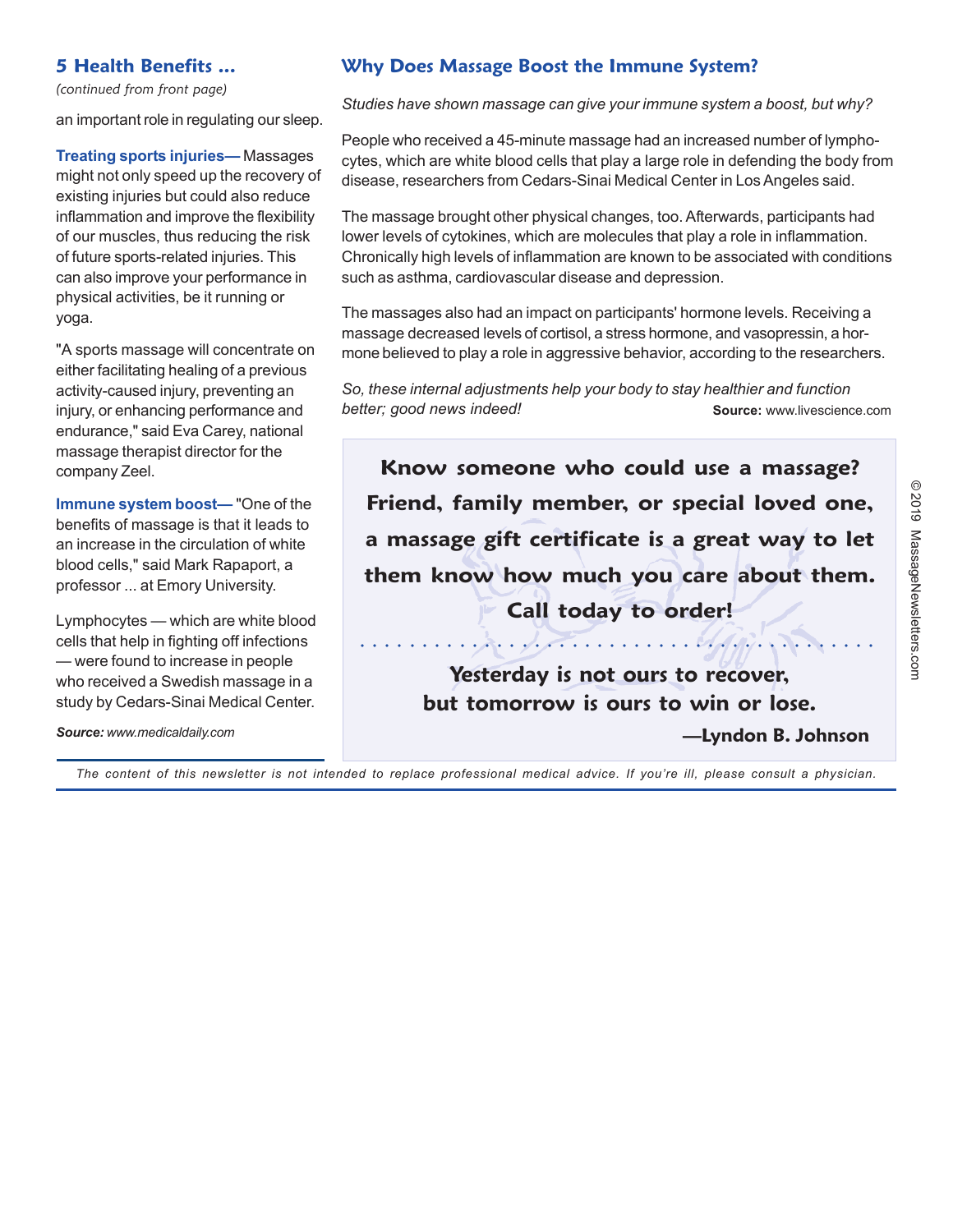## 5 Health Benefits ...

*(continued from front page)*

an important role in regulating our sleep.

**Treating sports injuries—** Massages might not only speed up the recovery of existing injuries but could also reduce inflammation and improve the flexibility of our muscles, thus reducing the risk of future sports-related injuries. This can also improve your performance in physical activities, be it running or yoga.

"A sports massage will concentrate on either facilitating healing of a previous activity-caused injury, preventing an injury, or enhancing performance and endurance," said Eva Carey, national massage therapist director for the company Zeel.

**Immune system boost—** "One of the benefits of massage is that it leads to an increase in the circulation of white blood cells," said Mark Rapaport, a professor ... at Emory University.

Lymphocytes — which are white blood cells that help in fighting off infections — were found to increase in people who received a Swedish massage in a study by Cedars-Sinai Medical Center.

***Source:*** *www.medicaldaily.com*

## Why Does Massage Boost the Immune System?

*Studies have shown massage can give your immune system a boost, but why?*

People who received a 45-minute massage had an increased number of lymphocytes, which are white blood cells that play a large role in defending the body from disease, researchers from Cedars-Sinai Medical Center in Los Angeles said.

The massage brought other physical changes, too. Afterwards, participants had lower levels of cytokines, which are molecules that play a role in inflammation. Chronically high levels of inflammation are known to be associated with conditions such as asthma, cardiovascular disease and depression.

The massages also had an impact on participants' hormone levels. Receiving a massage decreased levels of cortisol, a stress hormone, and vasopressin, a hormone believed to play a role in aggressive behavior, according to the researchers.

*So, these internal adjustments help your body to stay healthier and function better; good news indeed!*

**Source:** www.livescience.com

**Know someone who could use a massage? Friend, family member, or special loved one, a massage gift certificate is a great way to let them know how much you care about them. Call today to order!**

**Yesterday is not ours to recover, but tomorrow is ours to win or lose.**

**—Lyndon B. Johnson**

*The content of this newsletter is not intended to replace professional medical advice. If you're ill, please consult a physician.*

© 2019 MassageNewsletters.com